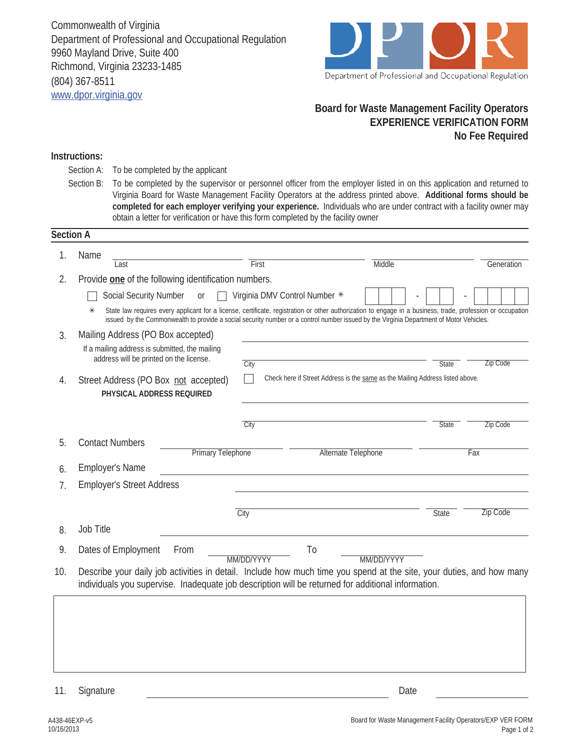Commonwealth of Virginia
Department of Professional and Occupational Regulation
9960 Mayland Drive, Suite 400
Richmond, Virginia 23233-1485
(804) 367-8511
www.dpor.virginia.gov

DPOR
Department of Professional and Occupational Regulation

# Board for Waste Management Facility Operators
## EXPERIENCE VERIFICATION FORM
### No Fee Required

**Instructions:**

Section A: To be completed by the applicant

Section B: To be completed by the supervisor or personnel officer from the employer listed in on this application and returned to Virginia Board for Waste Management Facility Operators at the address printed above. **Additional forms should be completed for each employer verifying your experience.** Individuals who are under contract with a facility owner may obtain a letter for verification or have this form completed by the facility owner

## Section A

1. Name ______________________ ______________________ ______________________ ____________
   Last First Middle Generation

2. Provide **one** of the following identification numbers.

   ☐ Social Security Number or ☐ Virginia DMV Control Number ✳ [ | | ] - [ | ] - [ | | | ]

   ✳ State law requires every applicant for a license, certificate, registration or other authorization to engage in a business, trade, profession or occupation issued by the Commonwealth to provide a social security number or a control number issued by the Virginia Department of Motor Vehicles.

3. Mailing Address (PO Box accepted)

   If a mailing address is submitted, the mailing address will be printed on the license.

   ______________________________________________
   City ____________ State ______ Zip Code ______

4. Street Address (PO Box not accepted)
   **PHYSICAL ADDRESS REQUIRED**

   ☐ Check here if Street Address is the same as the Mailing Address listed above.

   ______________________________________________
   City ____________ State ______ Zip Code ______

5. Contact Numbers ______________ ______________ ______________
   Primary Telephone Alternate Telephone Fax

6. Employer's Name ______________________________________________

7. Employer's Street Address ______________________________________________
   City ____________ State ______ Zip Code ______

8. Job Title ______________________________________________

9. Dates of Employment From ____________ To ____________
   MM/DD/YYYY MM/DD/YYYY

10. Describe your daily job activities in detail. Include how much time you spend at the site, your duties, and how many individuals you supervise. Inadequate job description will be returned for additional information.

    [ ]

11. Signature ______________________________ Date ______________

A438-46EXP-v5
10/16/2013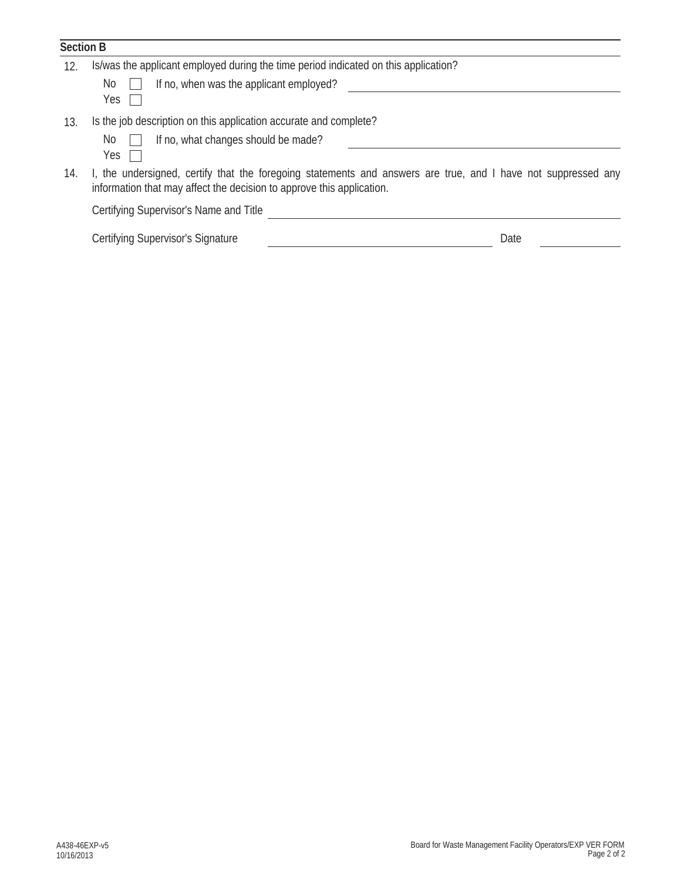## Section B

12. Is/was the applicant employed during the time period indicated on this application?

    No ☐ If no, when was the applicant employed? ____________________

    Yes ☐

13. Is the job description on this application accurate and complete?

    No ☐ If no, what changes should be made? ____________________

    Yes ☐

14. I, the undersigned, certify that the foregoing statements and answers are true, and I have not suppressed any information that may affect the decision to approve this application.

    Certifying Supervisor's Name and Title ____________________

    Certifying Supervisor's Signature ____________________ Date __________

A438-46EXP-v5
10/16/2013

Board for Waste Management Facility Operators/EXP VER FORM